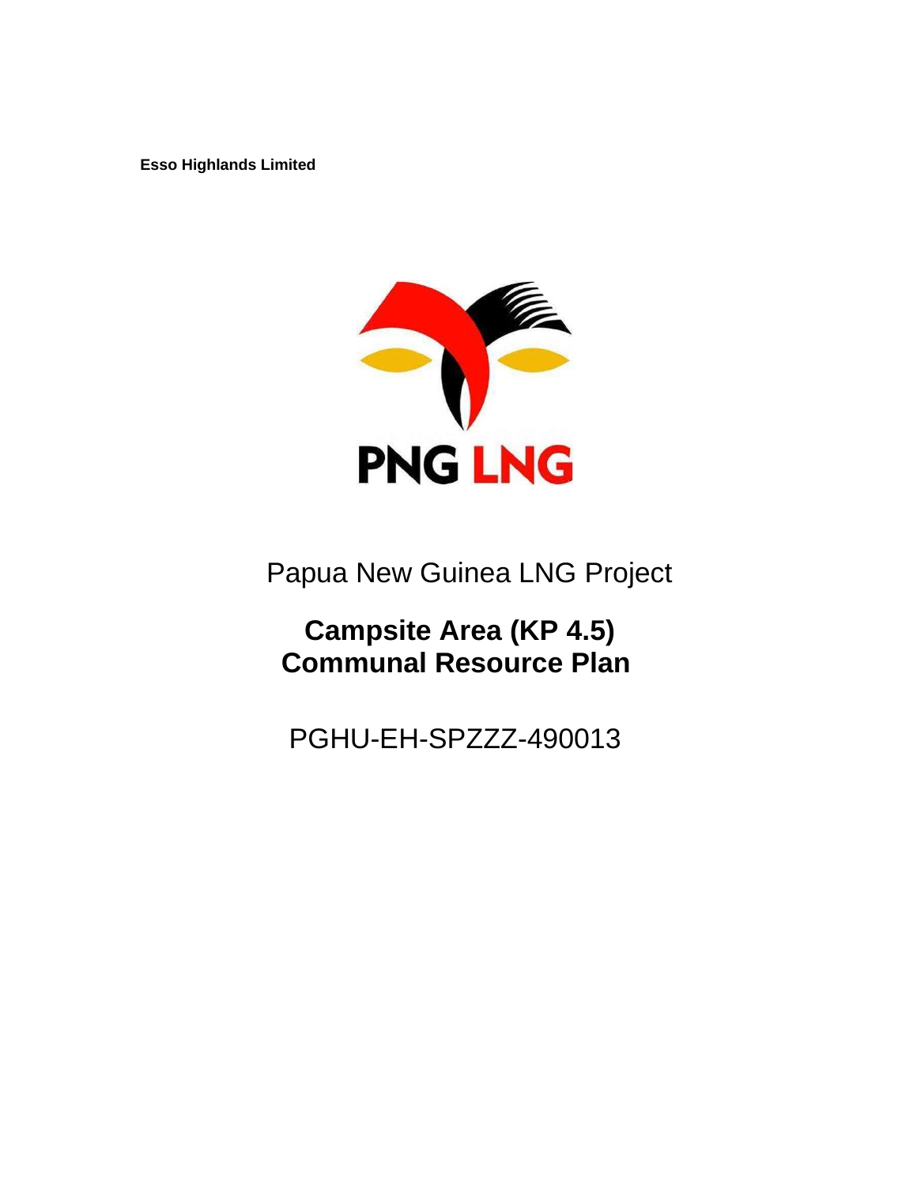**Esso Highlands Limited**

PNG LNG

Papua New Guinea LNG Project

# Campsite Area (KP 4.5) Communal Resource Plan

PGHU-EH-SPZZZ-490013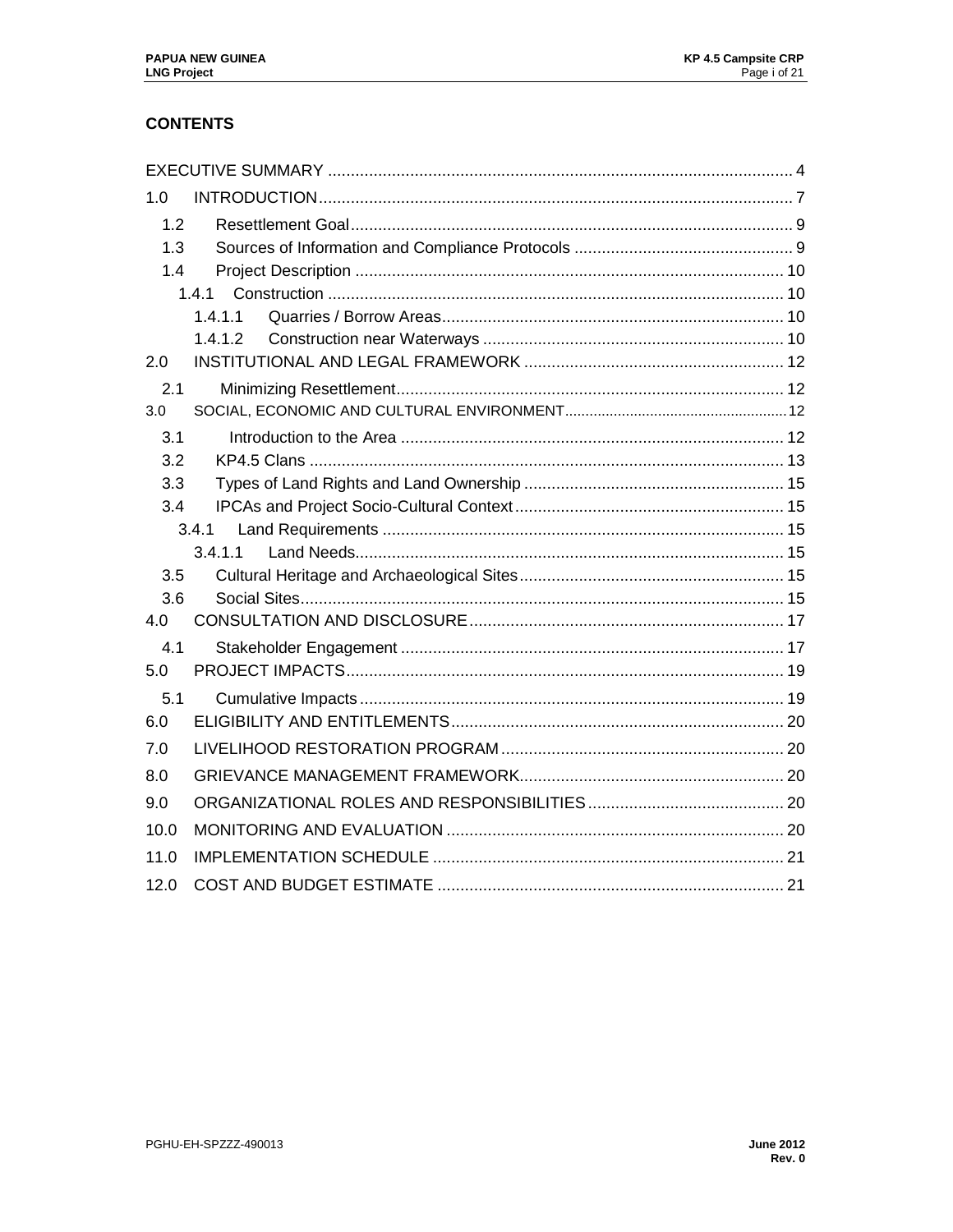## CONTENTS

EXECUTIVE SUMMARY ..................................................................................................... 4

1.0 INTRODUCTION....................................................................................................... 7

- 1.2 Resettlement Goal................................................................................................ 9
- 1.3 Sources of Information and Compliance Protocols ................................................ 9
- 1.4 Project Description ............................................................................................. 10
  - 1.4.1 Construction ................................................................................................... 10
    - 1.4.1.1 Quarries / Borrow Areas.......................................................................... 10
    - 1.4.1.2 Construction near Waterways ................................................................. 10

2.0 INSTITUTIONAL AND LEGAL FRAMEWORK ......................................................... 12

- 2.1 Minimizing Resettlement.................................................................................... 12

3.0 SOCIAL, ECONOMIC AND CULTURAL ENVIRONMENT........................................ 12

- 3.1 Introduction to the Area ...................................................................................... 12
- 3.2 KP4.5 Clans ....................................................................................................... 13
- 3.3 Types of Land Rights and Land Ownership ......................................................... 15
- 3.4 IPCAs and Project Socio-Cultural Context ........................................................... 15
  - 3.4.1 Land Requirements ........................................................................................ 15
    - 3.4.1.1 Land Needs............................................................................................. 15
- 3.5 Cultural Heritage and Archaeological Sites.......................................................... 15
- 3.6 Social Sites......................................................................................................... 15

4.0 CONSULTATION AND DISCLOSURE .................................................................... 17

- 4.1 Stakeholder Engagement ................................................................................... 17

5.0 PROJECT IMPACTS............................................................................................... 19

- 5.1 Cumulative Impacts ............................................................................................ 19

6.0 ELIGIBILITY AND ENTITLEMENTS........................................................................ 20

7.0 LIVELIHOOD RESTORATION PROGRAM ............................................................. 20

8.0 GRIEVANCE MANAGEMENT FRAMEWORK.......................................................... 20

9.0 ORGANIZATIONAL ROLES AND RESPONSIBILITIES ........................................... 20

10.0 MONITORING AND EVALUATION ......................................................................... 20

11.0 IMPLEMENTATION SCHEDULE ............................................................................ 21

12.0 COST AND BUDGET ESTIMATE ........................................................................... 21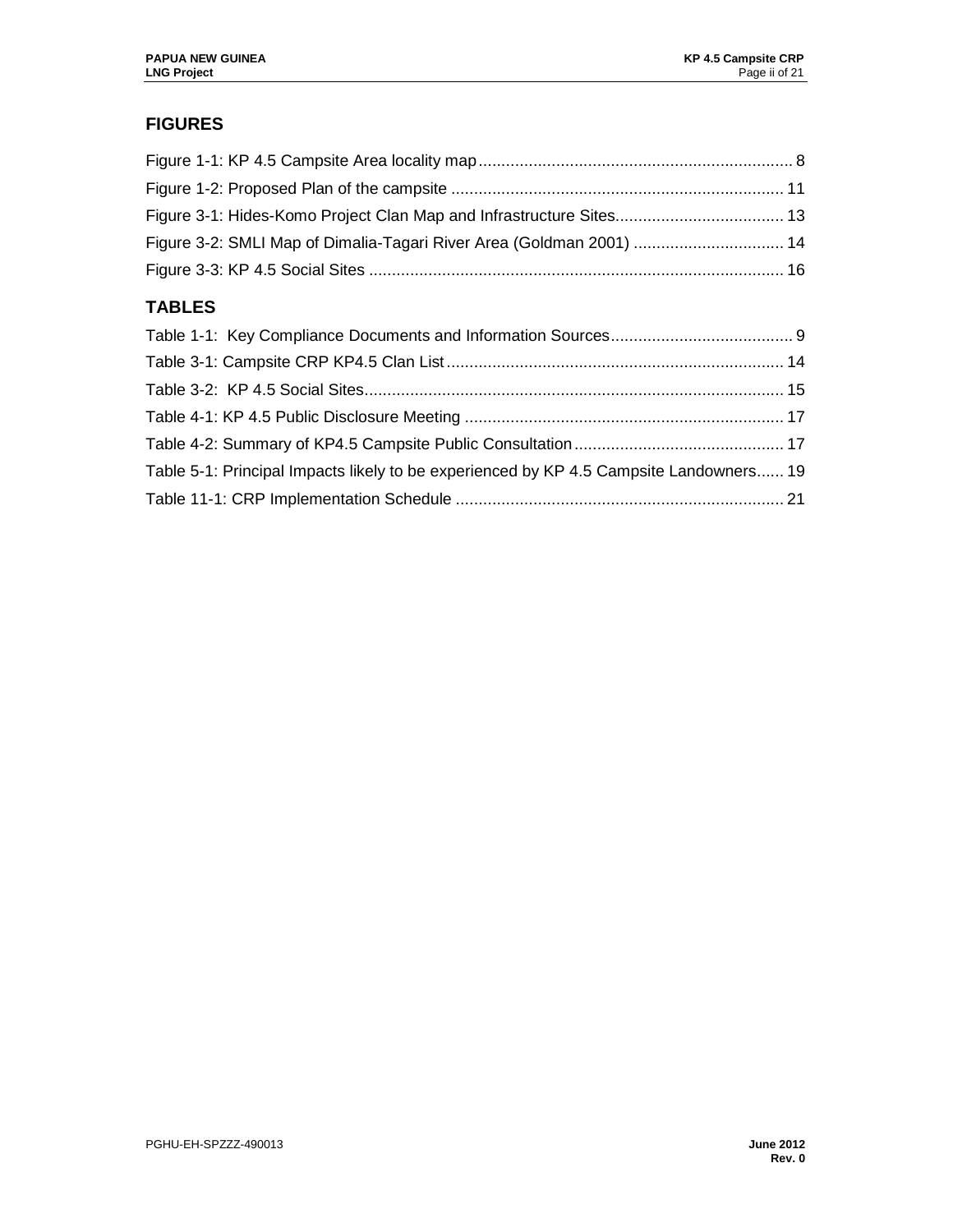## FIGURES

Figure 1-1: KP 4.5 Campsite Area locality map ..................................................................... 8

Figure 1-2: Proposed Plan of the campsite ......................................................................... 11

Figure 3-1: Hides-Komo Project Clan Map and Infrastructure Sites..................................... 13

Figure 3-2: SMLI Map of Dimalia-Tagari River Area (Goldman 2001) ................................. 14

Figure 3-3: KP 4.5 Social Sites ........................................................................................... 16

## TABLES

Table 1-1: Key Compliance Documents and Information Sources........................................ 9

Table 3-1: Campsite CRP KP4.5 Clan List .......................................................................... 14

Table 3-2: KP 4.5 Social Sites............................................................................................ 15

Table 4-1: KP 4.5 Public Disclosure Meeting ...................................................................... 17

Table 4-2: Summary of KP4.5 Campsite Public Consultation .............................................. 17

Table 5-1: Principal Impacts likely to be experienced by KP 4.5 Campsite Landowners...... 19

Table 11-1: CRP Implementation Schedule ........................................................................ 21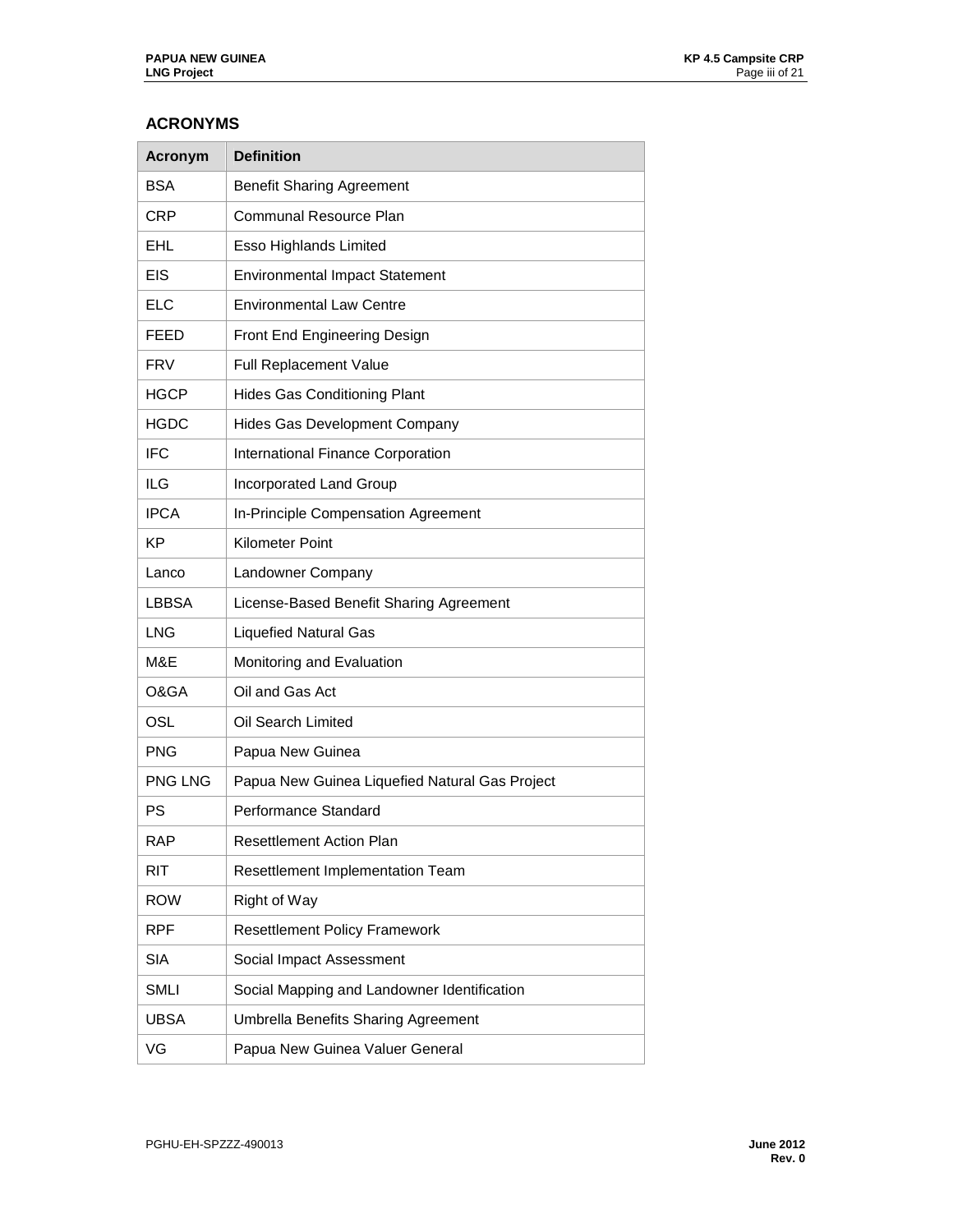## ACRONYMS

| Acronym | Definition |
|---|---|
| BSA | Benefit Sharing Agreement |
| CRP | Communal Resource Plan |
| EHL | Esso Highlands Limited |
| EIS | Environmental Impact Statement |
| ELC | Environmental Law Centre |
| FEED | Front End Engineering Design |
| FRV | Full Replacement Value |
| HGCP | Hides Gas Conditioning Plant |
| HGDC | Hides Gas Development Company |
| IFC | International Finance Corporation |
| ILG | Incorporated Land Group |
| IPCA | In-Principle Compensation Agreement |
| KP | Kilometer Point |
| Lanco | Landowner Company |
| LBBSA | License-Based Benefit Sharing Agreement |
| LNG | Liquefied Natural Gas |
| M&E | Monitoring and Evaluation |
| O&GA | Oil and Gas Act |
| OSL | Oil Search Limited |
| PNG | Papua New Guinea |
| PNG LNG | Papua New Guinea Liquefied Natural Gas Project |
| PS | Performance Standard |
| RAP | Resettlement Action Plan |
| RIT | Resettlement Implementation Team |
| ROW | Right of Way |
| RPF | Resettlement Policy Framework |
| SIA | Social Impact Assessment |
| SMLI | Social Mapping and Landowner Identification |
| UBSA | Umbrella Benefits Sharing Agreement |
| VG | Papua New Guinea Valuer General |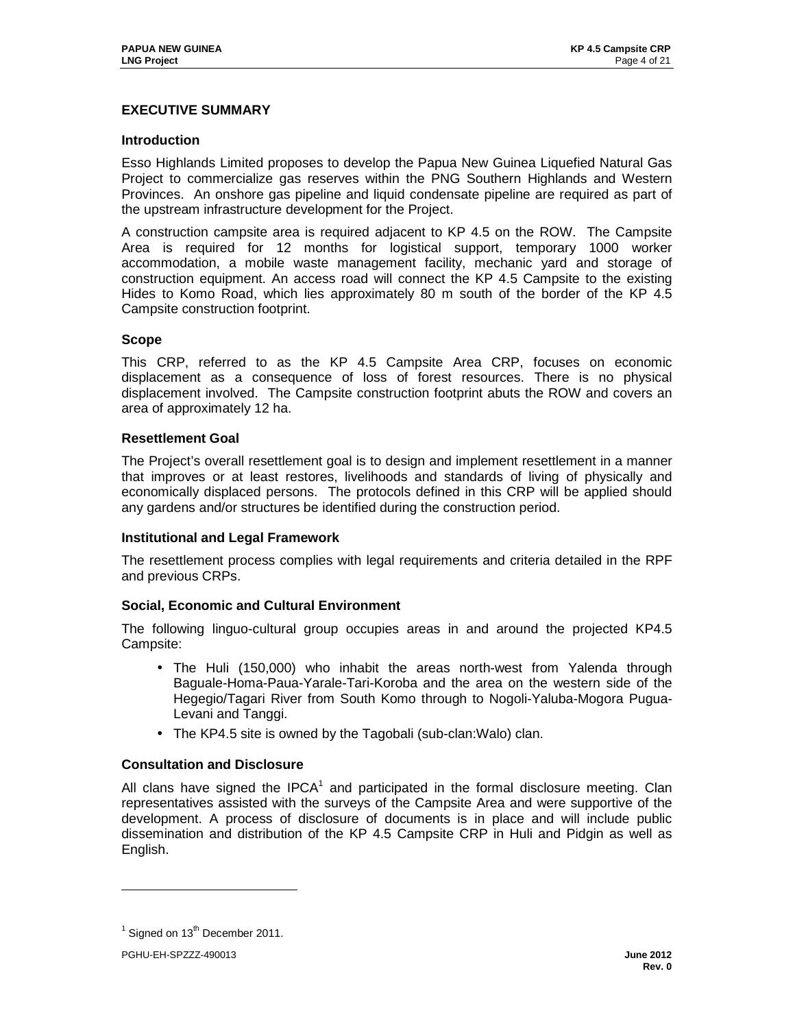## EXECUTIVE SUMMARY

### Introduction

Esso Highlands Limited proposes to develop the Papua New Guinea Liquefied Natural Gas Project to commercialize gas reserves within the PNG Southern Highlands and Western Provinces. An onshore gas pipeline and liquid condensate pipeline are required as part of the upstream infrastructure development for the Project.

A construction campsite area is required adjacent to KP 4.5 on the ROW. The Campsite Area is required for 12 months for logistical support, temporary 1000 worker accommodation, a mobile waste management facility, mechanic yard and storage of construction equipment. An access road will connect the KP 4.5 Campsite to the existing Hides to Komo Road, which lies approximately 80 m south of the border of the KP 4.5 Campsite construction footprint.

### Scope

This CRP, referred to as the KP 4.5 Campsite Area CRP, focuses on economic displacement as a consequence of loss of forest resources. There is no physical displacement involved. The Campsite construction footprint abuts the ROW and covers an area of approximately 12 ha.

### Resettlement Goal

The Project's overall resettlement goal is to design and implement resettlement in a manner that improves or at least restores, livelihoods and standards of living of physically and economically displaced persons. The protocols defined in this CRP will be applied should any gardens and/or structures be identified during the construction period.

### Institutional and Legal Framework

The resettlement process complies with legal requirements and criteria detailed in the RPF and previous CRPs.

### Social, Economic and Cultural Environment

The following linguo-cultural group occupies areas in and around the projected KP4.5 Campsite:

- The Huli (150,000) who inhabit the areas north-west from Yalenda through Baguale-Homa-Paua-Yarale-Tari-Koroba and the area on the western side of the Hegegio/Tagari River from South Komo through to Nogoli-Yaluba-Mogora Pugua-Levani and Tanggi.
- The KP4.5 site is owned by the Tagobali (sub-clan:Walo) clan.

### Consultation and Disclosure

All clans have signed the IPCA[1] and participated in the formal disclosure meeting. Clan representatives assisted with the surveys of the Campsite Area and were supportive of the development. A process of disclosure of documents is in place and will include public dissemination and distribution of the KP 4.5 Campsite CRP in Huli and Pidgin as well as English.

---

[1] Signed on 13th December 2011.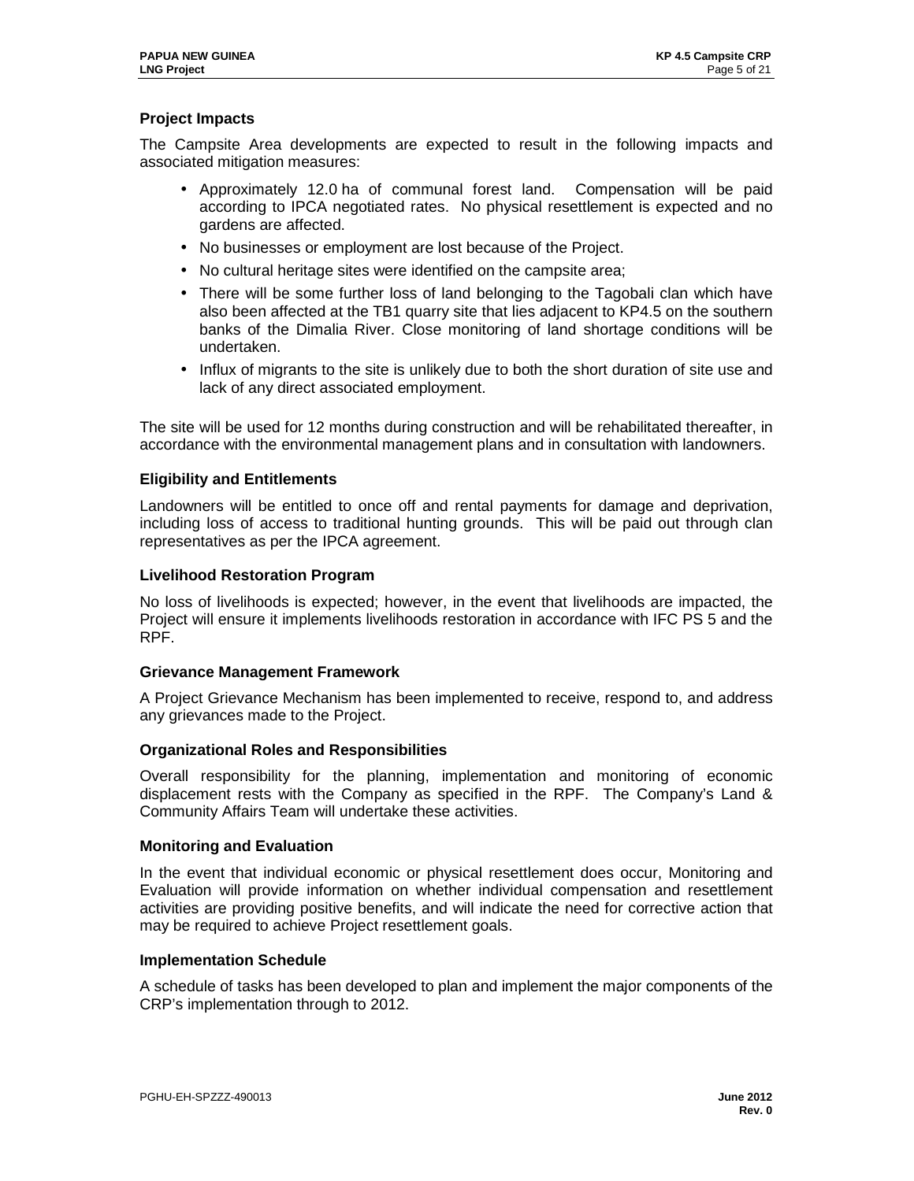### Project Impacts

The Campsite Area developments are expected to result in the following impacts and associated mitigation measures:

- Approximately 12.0 ha of communal forest land. Compensation will be paid according to IPCA negotiated rates. No physical resettlement is expected and no gardens are affected.
- No businesses or employment are lost because of the Project.
- No cultural heritage sites were identified on the campsite area;
- There will be some further loss of land belonging to the Tagobali clan which have also been affected at the TB1 quarry site that lies adjacent to KP4.5 on the southern banks of the Dimalia River. Close monitoring of land shortage conditions will be undertaken.
- Influx of migrants to the site is unlikely due to both the short duration of site use and lack of any direct associated employment.

The site will be used for 12 months during construction and will be rehabilitated thereafter, in accordance with the environmental management plans and in consultation with landowners.

### Eligibility and Entitlements

Landowners will be entitled to once off and rental payments for damage and deprivation, including loss of access to traditional hunting grounds. This will be paid out through clan representatives as per the IPCA agreement.

### Livelihood Restoration Program

No loss of livelihoods is expected; however, in the event that livelihoods are impacted, the Project will ensure it implements livelihoods restoration in accordance with IFC PS 5 and the RPF.

### Grievance Management Framework

A Project Grievance Mechanism has been implemented to receive, respond to, and address any grievances made to the Project.

### Organizational Roles and Responsibilities

Overall responsibility for the planning, implementation and monitoring of economic displacement rests with the Company as specified in the RPF. The Company's Land & Community Affairs Team will undertake these activities.

### Monitoring and Evaluation

In the event that individual economic or physical resettlement does occur, Monitoring and Evaluation will provide information on whether individual compensation and resettlement activities are providing positive benefits, and will indicate the need for corrective action that may be required to achieve Project resettlement goals.

### Implementation Schedule

A schedule of tasks has been developed to plan and implement the major components of the CRP's implementation through to 2012.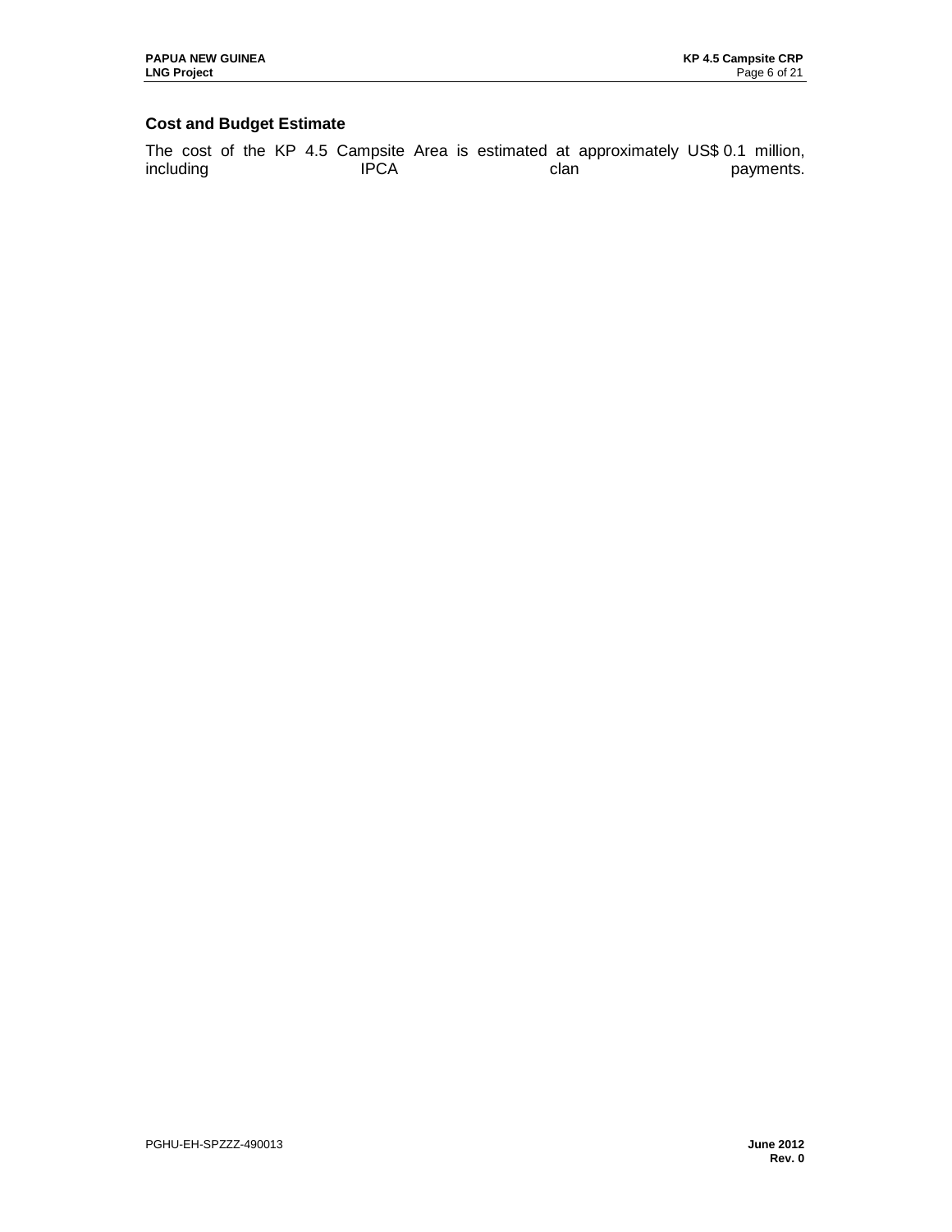### Cost and Budget Estimate

The cost of the KP 4.5 Campsite Area is estimated at approximately US$ 0.1 million, including IPCA clan payments.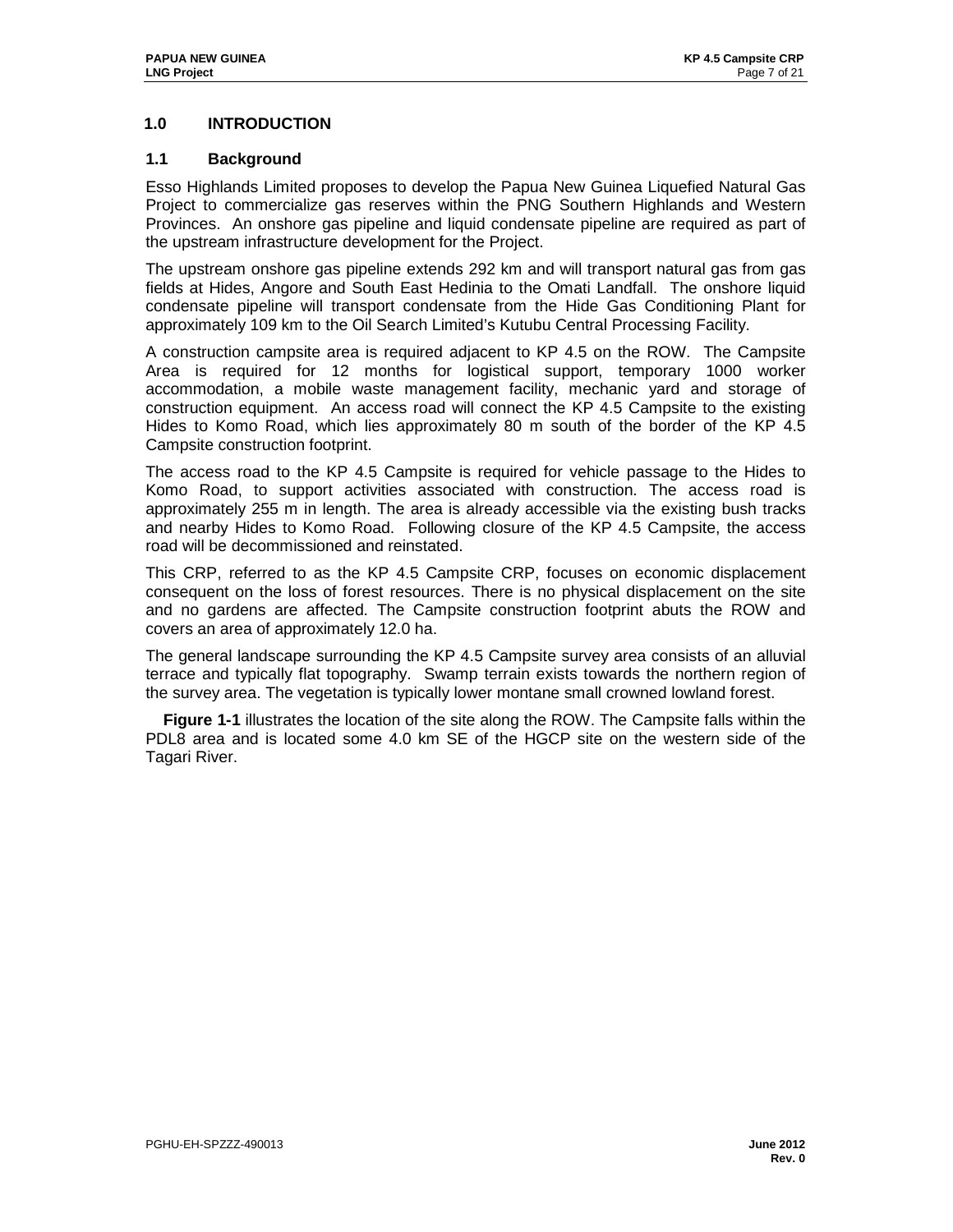## 1.0 INTRODUCTION

### 1.1 Background

Esso Highlands Limited proposes to develop the Papua New Guinea Liquefied Natural Gas Project to commercialize gas reserves within the PNG Southern Highlands and Western Provinces. An onshore gas pipeline and liquid condensate pipeline are required as part of the upstream infrastructure development for the Project.

The upstream onshore gas pipeline extends 292 km and will transport natural gas from gas fields at Hides, Angore and South East Hedinia to the Omati Landfall. The onshore liquid condensate pipeline will transport condensate from the Hide Gas Conditioning Plant for approximately 109 km to the Oil Search Limited's Kutubu Central Processing Facility.

A construction campsite area is required adjacent to KP 4.5 on the ROW. The Campsite Area is required for 12 months for logistical support, temporary 1000 worker accommodation, a mobile waste management facility, mechanic yard and storage of construction equipment. An access road will connect the KP 4.5 Campsite to the existing Hides to Komo Road, which lies approximately 80 m south of the border of the KP 4.5 Campsite construction footprint.

The access road to the KP 4.5 Campsite is required for vehicle passage to the Hides to Komo Road, to support activities associated with construction. The access road is approximately 255 m in length. The area is already accessible via the existing bush tracks and nearby Hides to Komo Road. Following closure of the KP 4.5 Campsite, the access road will be decommissioned and reinstated.

This CRP, referred to as the KP 4.5 Campsite CRP, focuses on economic displacement consequent on the loss of forest resources. There is no physical displacement on the site and no gardens are affected. The Campsite construction footprint abuts the ROW and covers an area of approximately 12.0 ha.

The general landscape surrounding the KP 4.5 Campsite survey area consists of an alluvial terrace and typically flat topography. Swamp terrain exists towards the northern region of the survey area. The vegetation is typically lower montane small crowned lowland forest.

**Figure 1-1** illustrates the location of the site along the ROW. The Campsite falls within the PDL8 area and is located some 4.0 km SE of the HGCP site on the western side of the Tagari River.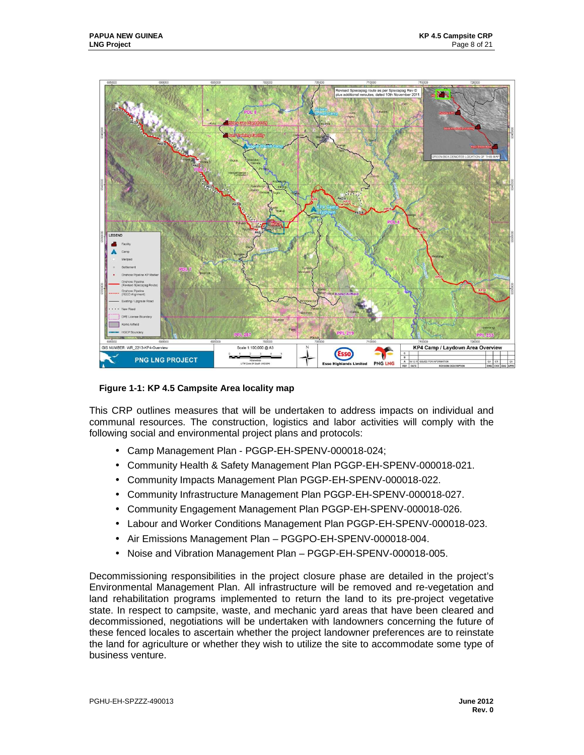**Figure 1-1: KP 4.5 Campsite Area locality map**

This CRP outlines measures that will be undertaken to address impacts on individual and communal resources. The construction, logistics and labor activities will comply with the following social and environmental project plans and protocols:

- Camp Management Plan - PGGP-EH-SPENV-000018-024;
- Community Health & Safety Management Plan PGGP-EH-SPENV-000018-021.
- Community Impacts Management Plan PGGP-EH-SPENV-000018-022.
- Community Infrastructure Management Plan PGGP-EH-SPENV-000018-027.
- Community Engagement Management Plan PGGP-EH-SPENV-000018-026.
- Labour and Worker Conditions Management Plan PGGP-EH-SPENV-000018-023.
- Air Emissions Management Plan – PGGPO-EH-SPENV-000018-004.
- Noise and Vibration Management Plan – PGGP-EH-SPENV-000018-005.

Decommissioning responsibilities in the project closure phase are detailed in the project's Environmental Management Plan. All infrastructure will be removed and re-vegetation and land rehabilitation programs implemented to return the land to its pre-project vegetative state. In respect to campsite, waste, and mechanic yard areas that have been cleared and decommissioned, negotiations will be undertaken with landowners concerning the future of these fenced locales to ascertain whether the project landowner preferences are to reinstate the land for agriculture or whether they wish to utilize the site to accommodate some type of business venture.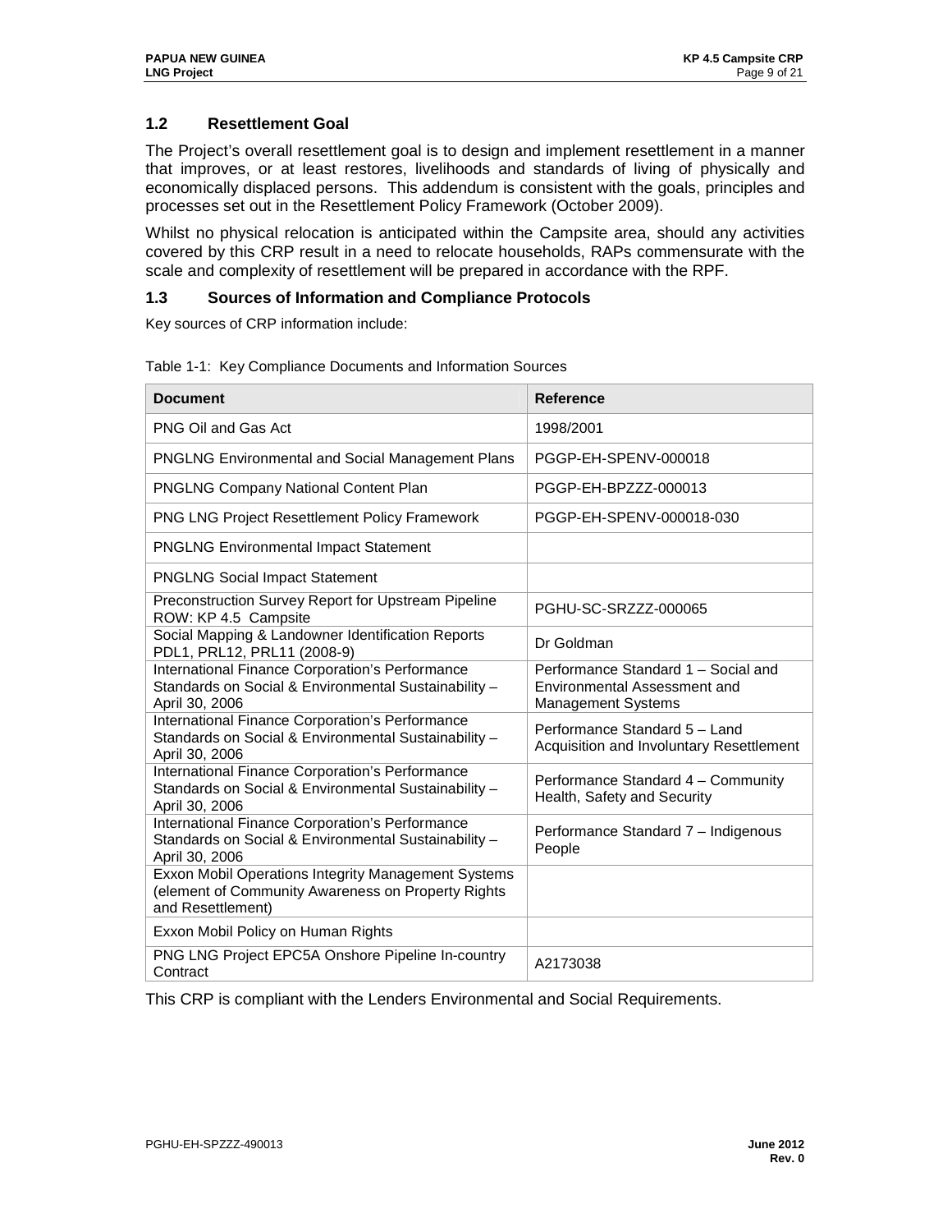## 1.2 Resettlement Goal

The Project's overall resettlement goal is to design and implement resettlement in a manner that improves, or at least restores, livelihoods and standards of living of physically and economically displaced persons. This addendum is consistent with the goals, principles and processes set out in the Resettlement Policy Framework (October 2009).

Whilst no physical relocation is anticipated within the Campsite area, should any activities covered by this CRP result in a need to relocate households, RAPs commensurate with the scale and complexity of resettlement will be prepared in accordance with the RPF.

## 1.3 Sources of Information and Compliance Protocols

Key sources of CRP information include:

Table 1-1: Key Compliance Documents and Information Sources

| Document | Reference |
|---|---|
| PNG Oil and Gas Act | 1998/2001 |
| PNGLNG Environmental and Social Management Plans | PGGP-EH-SPENV-000018 |
| PNGLNG Company National Content Plan | PGGP-EH-BPZZZ-000013 |
| PNG LNG Project Resettlement Policy Framework | PGGP-EH-SPENV-000018-030 |
| PNGLNG Environmental Impact Statement | |
| PNGLNG Social Impact Statement | |
| Preconstruction Survey Report for Upstream Pipeline ROW: KP 4.5 Campsite | PGHU-SC-SRZZZ-000065 |
| Social Mapping & Landowner Identification Reports PDL1, PRL12, PRL11 (2008-9) | Dr Goldman |
| International Finance Corporation's Performance Standards on Social & Environmental Sustainability – April 30, 2006 | Performance Standard 1 – Social and Environmental Assessment and Management Systems |
| International Finance Corporation's Performance Standards on Social & Environmental Sustainability – April 30, 2006 | Performance Standard 5 – Land Acquisition and Involuntary Resettlement |
| International Finance Corporation's Performance Standards on Social & Environmental Sustainability – April 30, 2006 | Performance Standard 4 – Community Health, Safety and Security |
| International Finance Corporation's Performance Standards on Social & Environmental Sustainability – April 30, 2006 | Performance Standard 7 – Indigenous People |
| Exxon Mobil Operations Integrity Management Systems (element of Community Awareness on Property Rights and Resettlement) | |
| Exxon Mobil Policy on Human Rights | |
| PNG LNG Project EPC5A Onshore Pipeline In-country Contract | A2173038 |

This CRP is compliant with the Lenders Environmental and Social Requirements.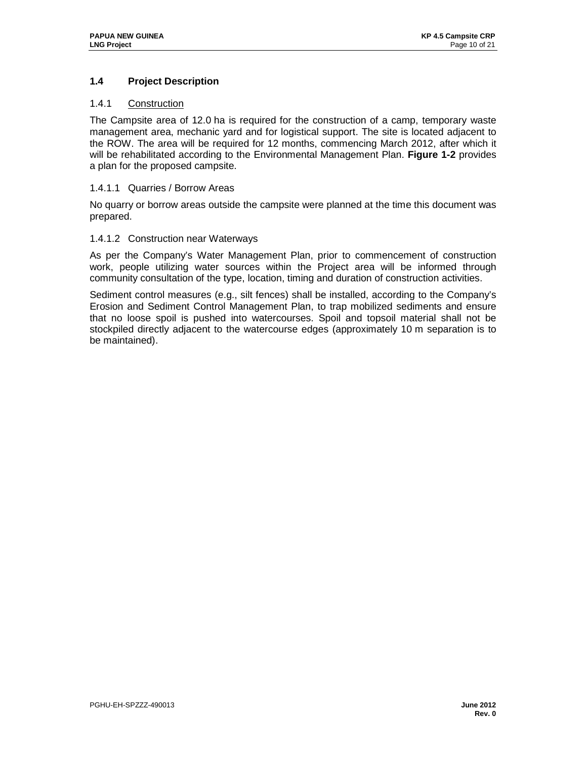## 1.4 Project Description

### 1.4.1 Construction

The Campsite area of 12.0 ha is required for the construction of a camp, temporary waste management area, mechanic yard and for logistical support. The site is located adjacent to the ROW. The area will be required for 12 months, commencing March 2012, after which it will be rehabilitated according to the Environmental Management Plan. **Figure 1-2** provides a plan for the proposed campsite.

#### 1.4.1.1 Quarries / Borrow Areas

No quarry or borrow areas outside the campsite were planned at the time this document was prepared.

#### 1.4.1.2 Construction near Waterways

As per the Company's Water Management Plan, prior to commencement of construction work, people utilizing water sources within the Project area will be informed through community consultation of the type, location, timing and duration of construction activities.

Sediment control measures (e.g., silt fences) shall be installed, according to the Company's Erosion and Sediment Control Management Plan, to trap mobilized sediments and ensure that no loose spoil is pushed into watercourses. Spoil and topsoil material shall not be stockpiled directly adjacent to the watercourse edges (approximately 10 m separation is to be maintained).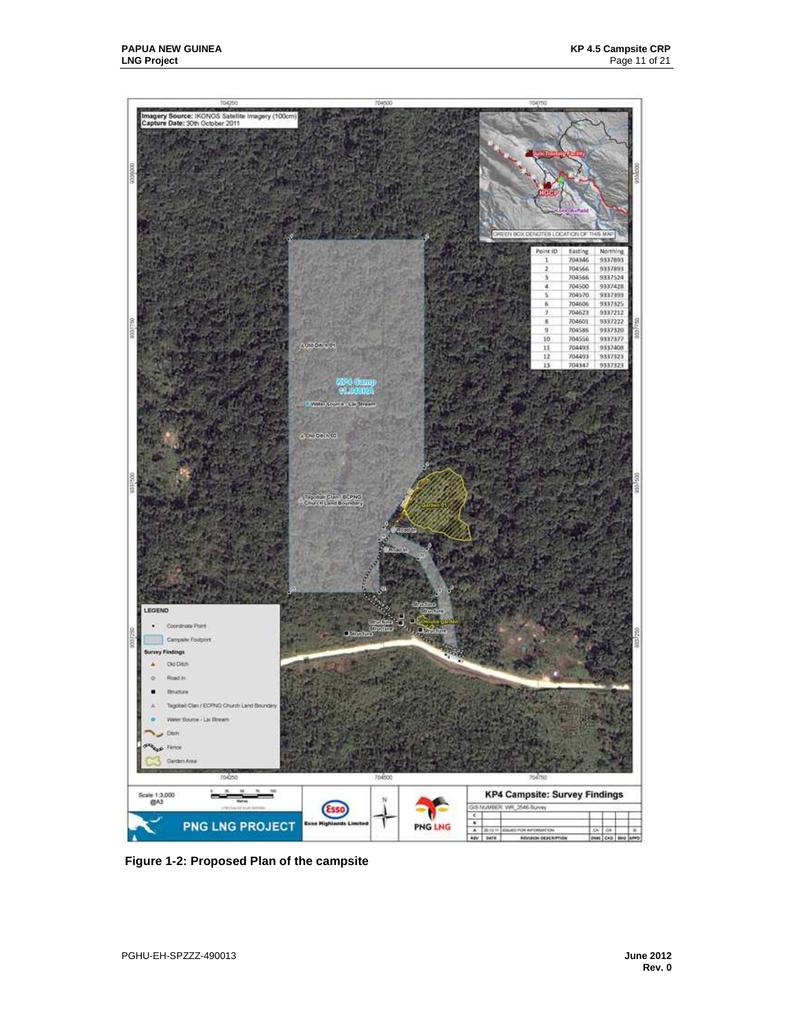| Point ID | Easting | Northing |
|---|---|---|
| 1 | 704346 | 9337893 |
| 2 | 704566 | 9337893 |
| 3 | 704566 | 9337524 |
| 4 | 704500 | 9337428 |
| 5 | 704570 | 9337393 |
| 6 | 704606 | 9337325 |
| 7 | 704623 | 9337212 |
| 8 | 704601 | 9337222 |
| 9 | 704586 | 9337320 |
| 10 | 704556 | 9337377 |
| 11 | 704493 | 9337408 |
| 12 | 704493 | 9337323 |
| 13 | 704347 | 9337323 |

**Figure 1-2: Proposed Plan of the campsite**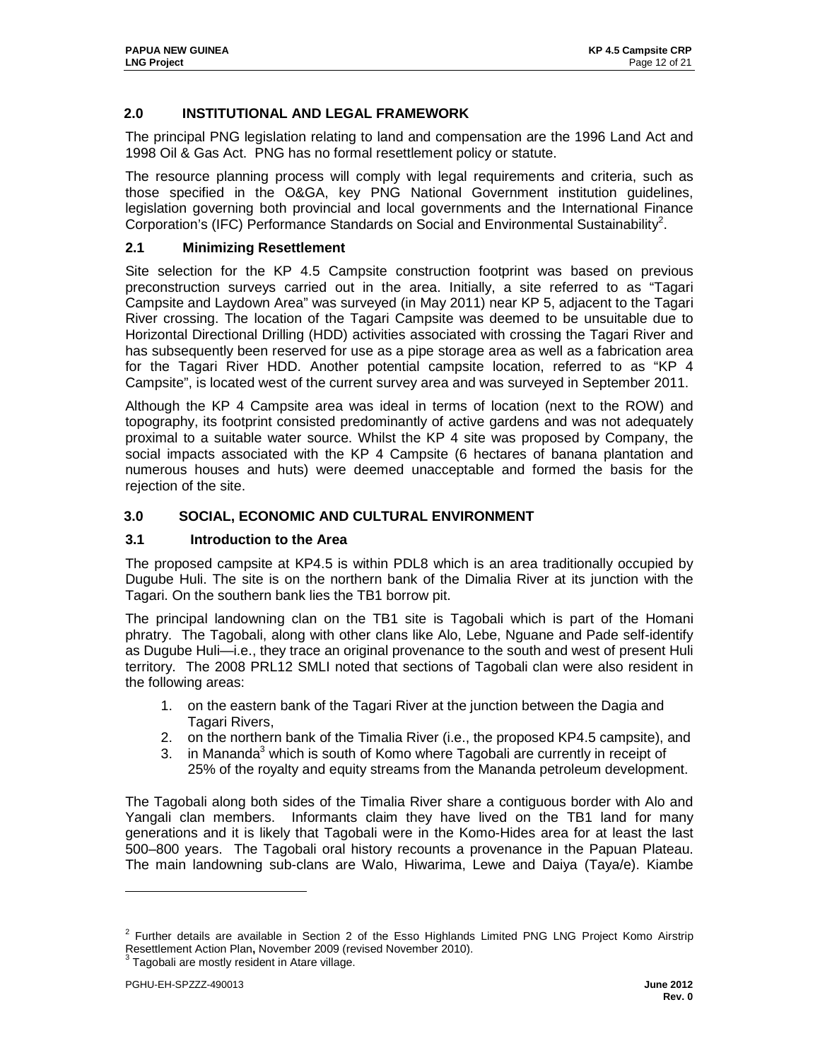## 2.0 INSTITUTIONAL AND LEGAL FRAMEWORK

The principal PNG legislation relating to land and compensation are the 1996 Land Act and 1998 Oil & Gas Act. PNG has no formal resettlement policy or statute.

The resource planning process will comply with legal requirements and criteria, such as those specified in the O&GA, key PNG National Government institution guidelines, legislation governing both provincial and local governments and the International Finance Corporation's (IFC) Performance Standards on Social and Environmental Sustainability[2].

### 2.1 Minimizing Resettlement

Site selection for the KP 4.5 Campsite construction footprint was based on previous preconstruction surveys carried out in the area. Initially, a site referred to as "Tagari Campsite and Laydown Area" was surveyed (in May 2011) near KP 5, adjacent to the Tagari River crossing. The location of the Tagari Campsite was deemed to be unsuitable due to Horizontal Directional Drilling (HDD) activities associated with crossing the Tagari River and has subsequently been reserved for use as a pipe storage area as well as a fabrication area for the Tagari River HDD. Another potential campsite location, referred to as "KP 4 Campsite", is located west of the current survey area and was surveyed in September 2011.

Although the KP 4 Campsite area was ideal in terms of location (next to the ROW) and topography, its footprint consisted predominantly of active gardens and was not adequately proximal to a suitable water source. Whilst the KP 4 site was proposed by Company, the social impacts associated with the KP 4 Campsite (6 hectares of banana plantation and numerous houses and huts) were deemed unacceptable and formed the basis for the rejection of the site.

## 3.0 SOCIAL, ECONOMIC AND CULTURAL ENVIRONMENT

### 3.1 Introduction to the Area

The proposed campsite at KP4.5 is within PDL8 which is an area traditionally occupied by Dugube Huli. The site is on the northern bank of the Dimalia River at its junction with the Tagari. On the southern bank lies the TB1 borrow pit.

The principal landowning clan on the TB1 site is Tagobali which is part of the Homani phratry. The Tagobali, along with other clans like Alo, Lebe, Nguane and Pade self-identify as Dugube Huli—i.e., they trace an original provenance to the south and west of present Huli territory. The 2008 PRL12 SMLI noted that sections of Tagobali clan were also resident in the following areas:

1. on the eastern bank of the Tagari River at the junction between the Dagia and Tagari Rivers,
2. on the northern bank of the Timalia River (i.e., the proposed KP4.5 campsite), and
3. in Mananda[3] which is south of Komo where Tagobali are currently in receipt of 25% of the royalty and equity streams from the Mananda petroleum development.

The Tagobali along both sides of the Timalia River share a contiguous border with Alo and Yangali clan members. Informants claim they have lived on the TB1 land for many generations and it is likely that Tagobali were in the Komo-Hides area for at least the last 500–800 years. The Tagobali oral history recounts a provenance in the Papuan Plateau. The main landowning sub-clans are Walo, Hiwarima, Lewe and Daiya (Taya/e). Kiambe

---

[2] Further details are available in Section 2 of the Esso Highlands Limited PNG LNG Project Komo Airstrip Resettlement Action Plan**,** November 2009 (revised November 2010).

[3] Tagobali are mostly resident in Atare village.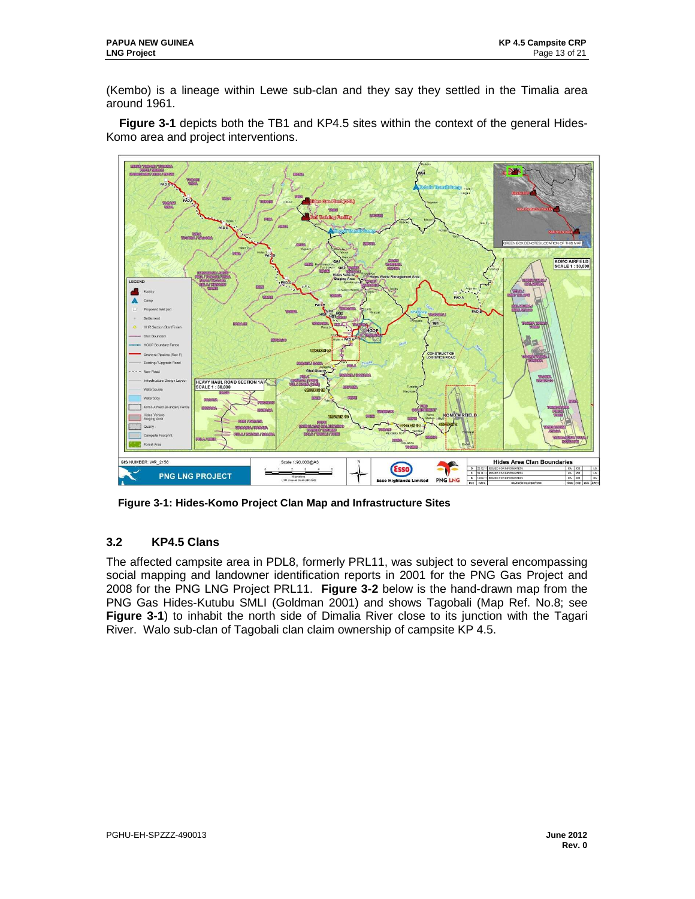(Kembo) is a lineage within Lewe sub-clan and they say they settled in the Timalia area around 1961.

**Figure 3-1** depicts both the TB1 and KP4.5 sites within the context of the general Hides-Komo area and project interventions.

**Figure 3-1: Hides-Komo Project Clan Map and Infrastructure Sites**

### 3.2 KP4.5 Clans

The affected campsite area in PDL8, formerly PRL11, was subject to several encompassing social mapping and landowner identification reports in 2001 for the PNG Gas Project and 2008 for the PNG LNG Project PRL11. **Figure 3-2** below is the hand-drawn map from the PNG Gas Hides-Kutubu SMLI (Goldman 2001) and shows Tagobali (Map Ref. No.8; see **Figure 3-1**) to inhabit the north side of Dimalia River close to its junction with the Tagari River. Walo sub-clan of Tagobali clan claim ownership of campsite KP 4.5.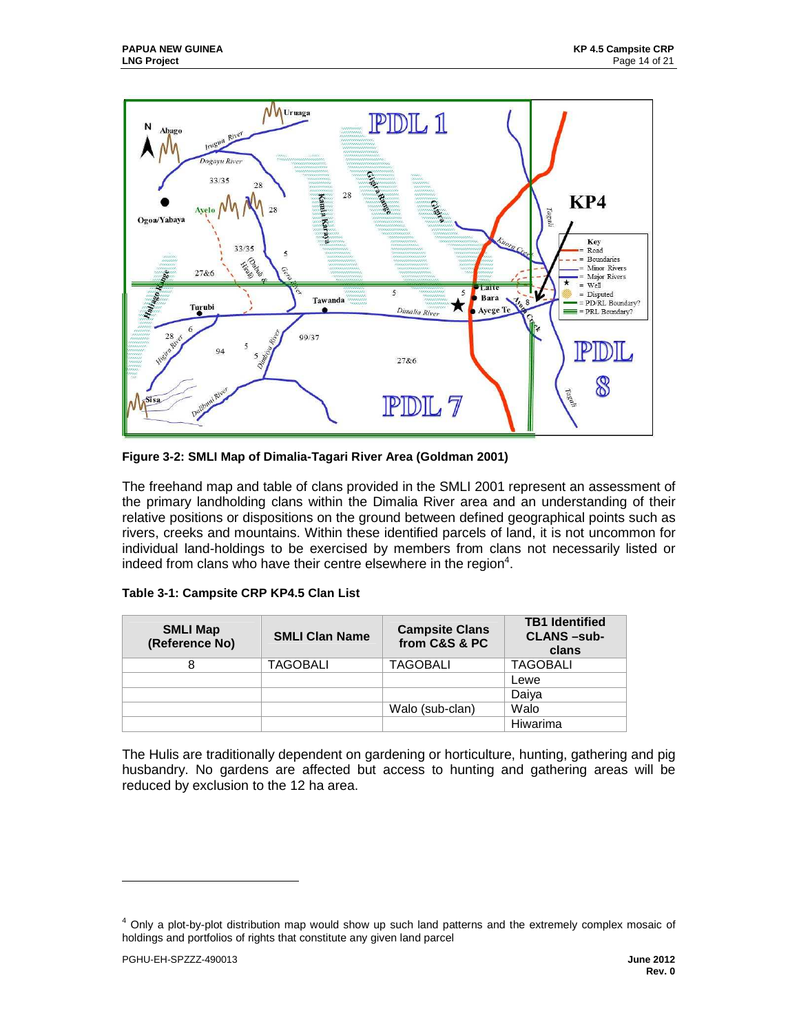Figure 3-2: SMLI Map of Dimalia-Tagari River Area (Goldman 2001)

The freehand map and table of clans provided in the SMLI 2001 represent an assessment of the primary landholding clans within the Dimalia River area and an understanding of their relative positions or dispositions on the ground between defined geographical points such as rivers, creeks and mountains. Within these identified parcels of land, it is not uncommon for individual land-holdings to be exercised by members from clans not necessarily listed or indeed from clans who have their centre elsewhere in the region[4].

**Table 3-1: Campsite CRP KP4.5 Clan List**

| SMLI Map (Reference No) | SMLI Clan Name | Campsite Clans from C&S & PC | TB1 Identified CLANS –sub-clans |
|---|---|---|---|
| 8 | TAGOBALI | TAGOBALI | TAGOBALI |
| | | | Lewe |
| | | | Daiya |
| | | Walo (sub-clan) | Walo |
| | | | Hiwarima |

The Hulis are traditionally dependent on gardening or horticulture, hunting, gathering and pig husbandry. No gardens are affected but access to hunting and gathering areas will be reduced by exclusion to the 12 ha area.

[4] Only a plot-by-plot distribution map would show up such land patterns and the extremely complex mosaic of holdings and portfolios of rights that constitute any given land parcel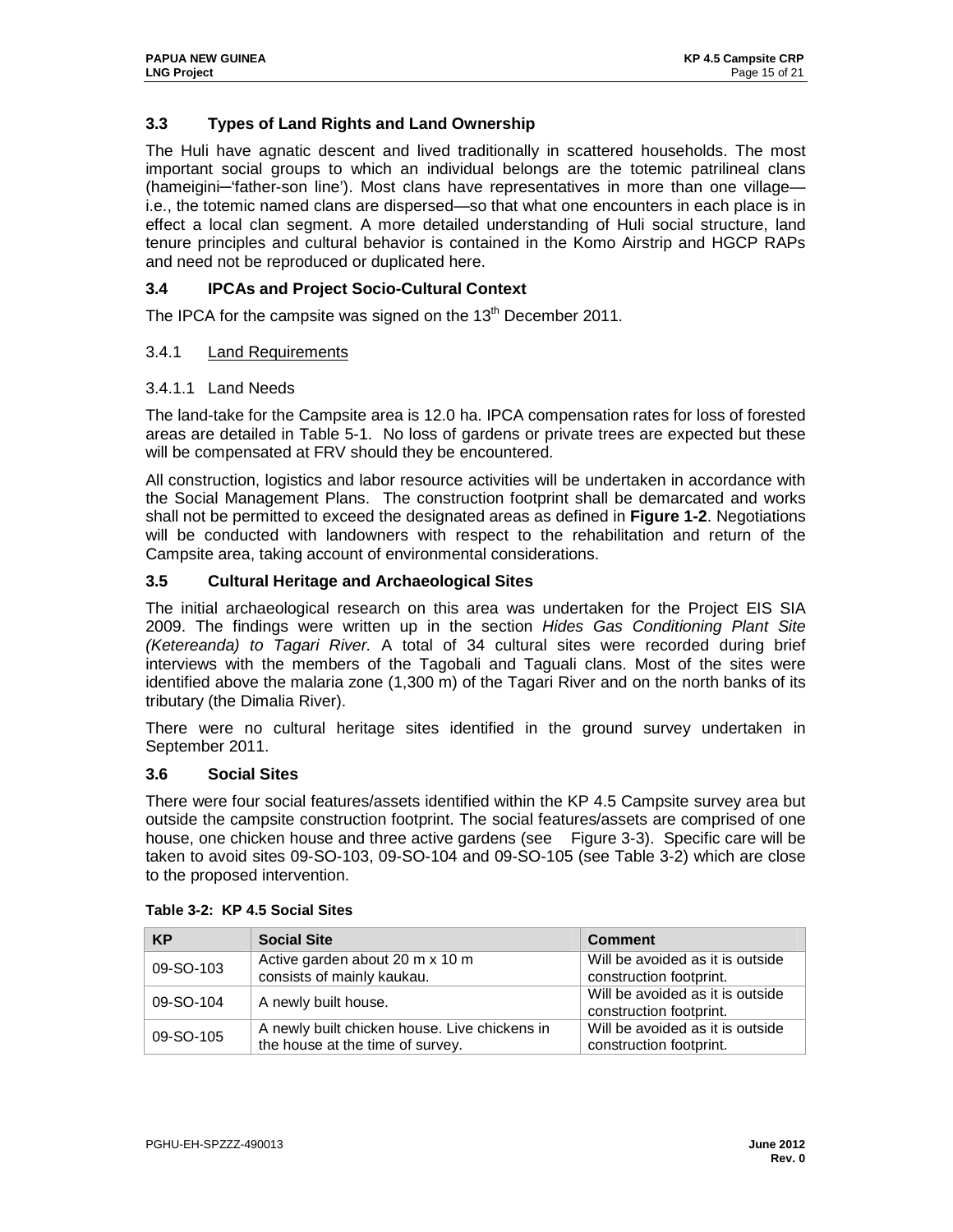## 3.3 Types of Land Rights and Land Ownership

The Huli have agnatic descent and lived traditionally in scattered households. The most important social groups to which an individual belongs are the totemic patrilineal clans (hameigini–'father-son line'). Most clans have representatives in more than one village—i.e., the totemic named clans are dispersed—so that what one encounters in each place is in effect a local clan segment. A more detailed understanding of Huli social structure, land tenure principles and cultural behavior is contained in the Komo Airstrip and HGCP RAPs and need not be reproduced or duplicated here.

## 3.4 IPCAs and Project Socio-Cultural Context

The IPCA for the campsite was signed on the 13th December 2011.

### 3.4.1 Land Requirements

#### 3.4.1.1 Land Needs

The land-take for the Campsite area is 12.0 ha. IPCA compensation rates for loss of forested areas are detailed in Table 5-1. No loss of gardens or private trees are expected but these will be compensated at FRV should they be encountered.

All construction, logistics and labor resource activities will be undertaken in accordance with the Social Management Plans. The construction footprint shall be demarcated and works shall not be permitted to exceed the designated areas as defined in **Figure 1-2**. Negotiations will be conducted with landowners with respect to the rehabilitation and return of the Campsite area, taking account of environmental considerations.

## 3.5 Cultural Heritage and Archaeological Sites

The initial archaeological research on this area was undertaken for the Project EIS SIA 2009. The findings were written up in the section *Hides Gas Conditioning Plant Site (Ketereanda) to Tagari River.* A total of 34 cultural sites were recorded during brief interviews with the members of the Tagobali and Taguali clans. Most of the sites were identified above the malaria zone (1,300 m) of the Tagari River and on the north banks of its tributary (the Dimalia River).

There were no cultural heritage sites identified in the ground survey undertaken in September 2011.

## 3.6 Social Sites

There were four social features/assets identified within the KP 4.5 Campsite survey area but outside the campsite construction footprint. The social features/assets are comprised of one house, one chicken house and three active gardens (see Figure 3-3). Specific care will be taken to avoid sites 09-SO-103, 09-SO-104 and 09-SO-105 (see Table 3-2) which are close to the proposed intervention.

**Table 3-2: KP 4.5 Social Sites**

| KP | Social Site | Comment |
|---|---|---|
| 09-SO-103 | Active garden about 20 m x 10 m consists of mainly kaukau. | Will be avoided as it is outside construction footprint. |
| 09-SO-104 | A newly built house. | Will be avoided as it is outside construction footprint. |
| 09-SO-105 | A newly built chicken house. Live chickens in the house at the time of survey. | Will be avoided as it is outside construction footprint. |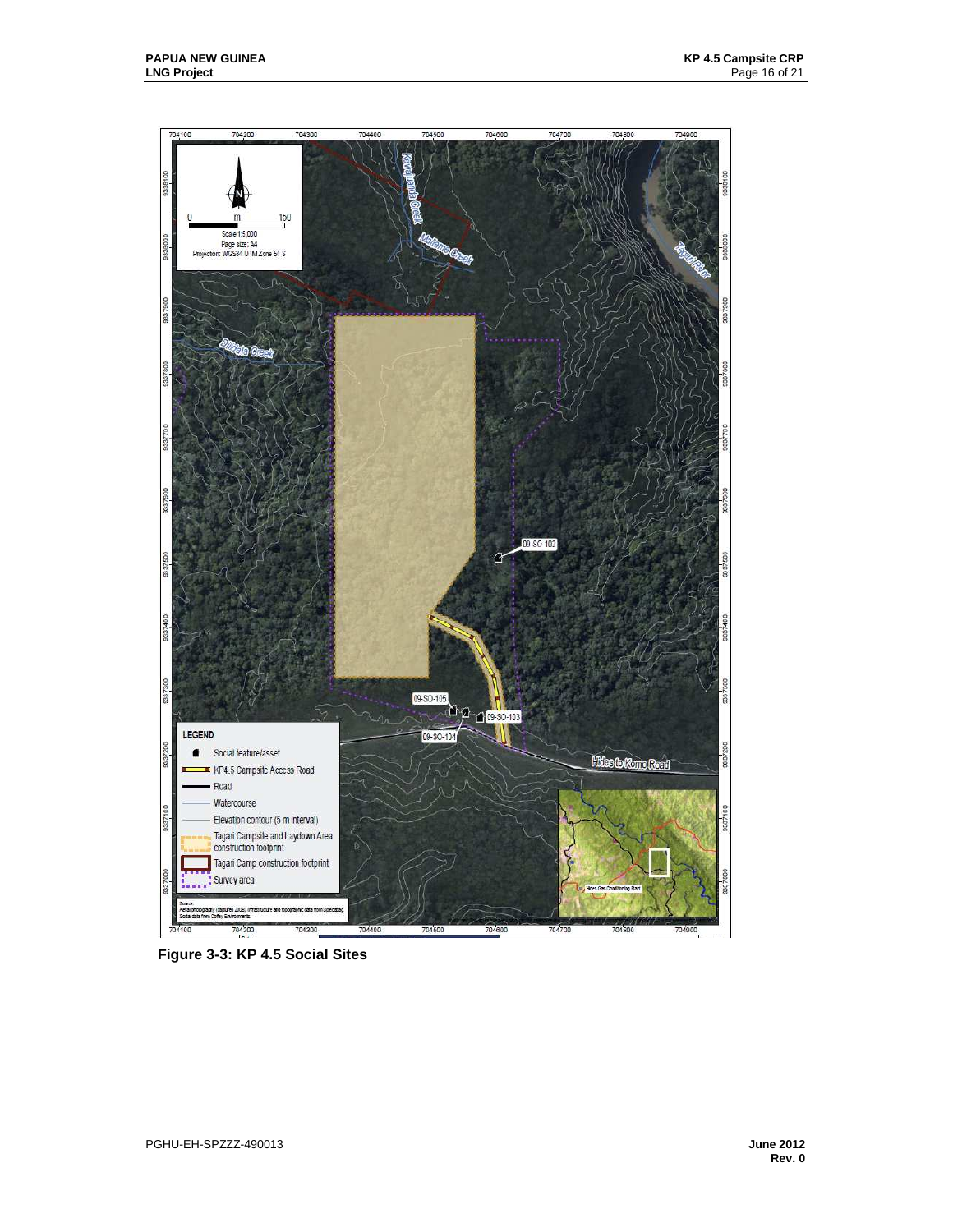Figure 3-3: KP 4.5 Social Sites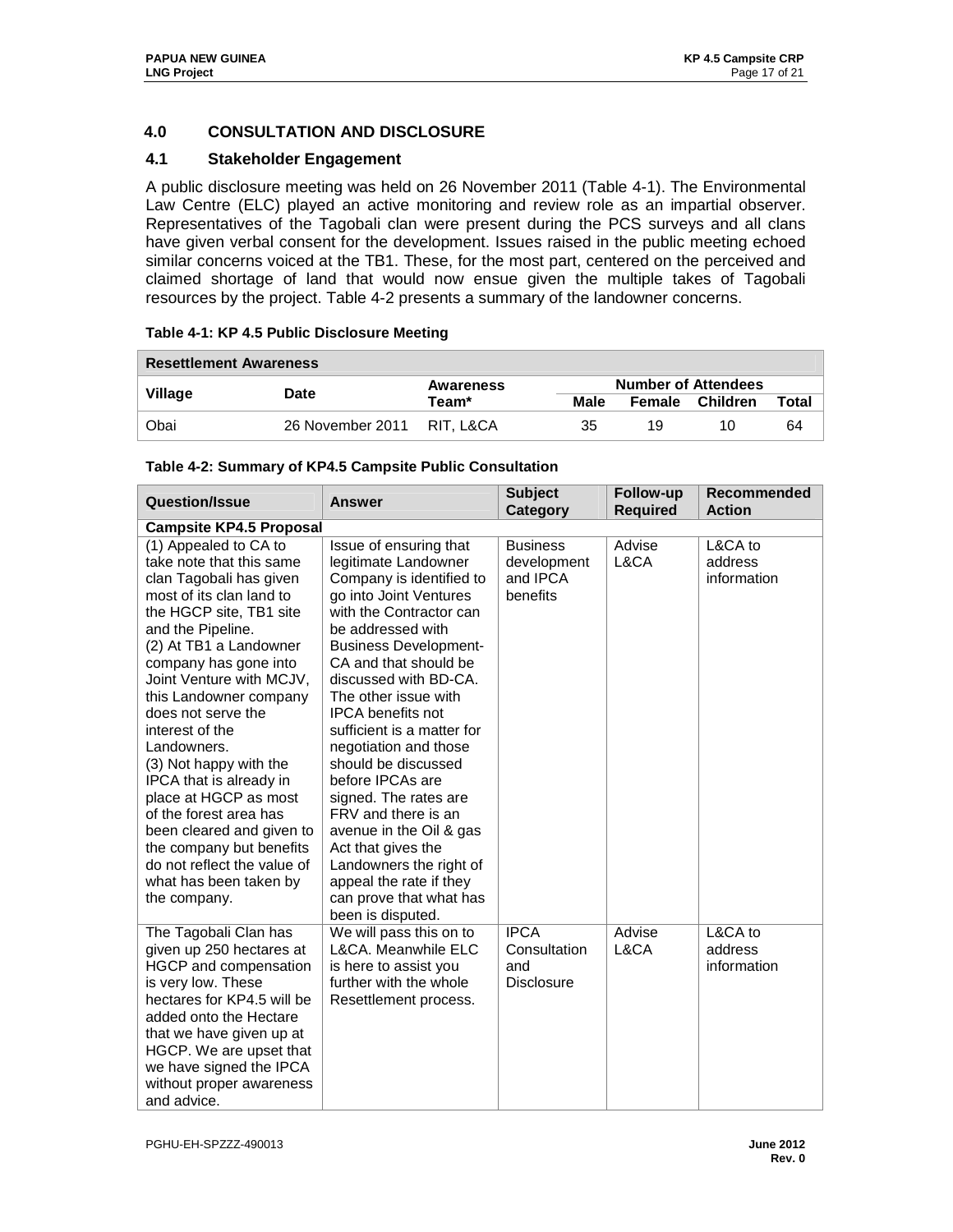## 4.0 CONSULTATION AND DISCLOSURE

### 4.1 Stakeholder Engagement

A public disclosure meeting was held on 26 November 2011 (Table 4-1). The Environmental Law Centre (ELC) played an active monitoring and review role as an impartial observer. Representatives of the Tagobali clan were present during the PCS surveys and all clans have given verbal consent for the development. Issues raised in the public meeting echoed similar concerns voiced at the TB1. These, for the most part, centered on the perceived and claimed shortage of land that would now ensue given the multiple takes of Tagobali resources by the project. Table 4-2 presents a summary of the landowner concerns.

**Table 4-1: KP 4.5 Public Disclosure Meeting**

| Resettlement Awareness | | | | | | |
|---|---|---|---|---|---|---|
| Village | Date | Awareness Team* | Number of Attendees | | | |
| | | | Male | Female | Children | Total |
| Obai | 26 November 2011 | RIT, L&CA | 35 | 19 | 10 | 64 |

**Table 4-2: Summary of KP4.5 Campsite Public Consultation**

| Question/Issue | Answer | Subject Category | Follow-up Required | Recommended Action |
|---|---|---|---|---|
| **Campsite KP4.5 Proposal** | | | | |
| (1) Appealed to CA to take note that this same clan Tagobali has given most of its clan land to the HGCP site, TB1 site and the Pipeline.<br>(2) At TB1 a Landowner company has gone into Joint Venture with MCJV, this Landowner company does not serve the interest of the Landowners.<br>(3) Not happy with the IPCA that is already in place at HGCP as most of the forest area has been cleared and given to the company but benefits do not reflect the value of what has been taken by the company. | Issue of ensuring that legitimate Landowner Company is identified to go into Joint Ventures with the Contractor can be addressed with Business Development-CA and that should be discussed with BD-CA. The other issue with IPCA benefits not sufficient is a matter for negotiation and those should be discussed before IPCAs are signed. The rates are FRV and there is an avenue in the Oil & gas Act that gives the Landowners the right of appeal the rate if they can prove that what has been is disputed. | Business development and IPCA benefits | Advise L&CA | L&CA to address information |
| The Tagobali Clan has given up 250 hectares at HGCP and compensation is very low. These hectares for KP4.5 will be added onto the Hectare that we have given up at HGCP. We are upset that we have signed the IPCA without proper awareness and advice. | We will pass this on to L&CA. Meanwhile ELC is here to assist you further with the whole Resettlement process. | IPCA Consultation and Disclosure | Advise L&CA | L&CA to address information |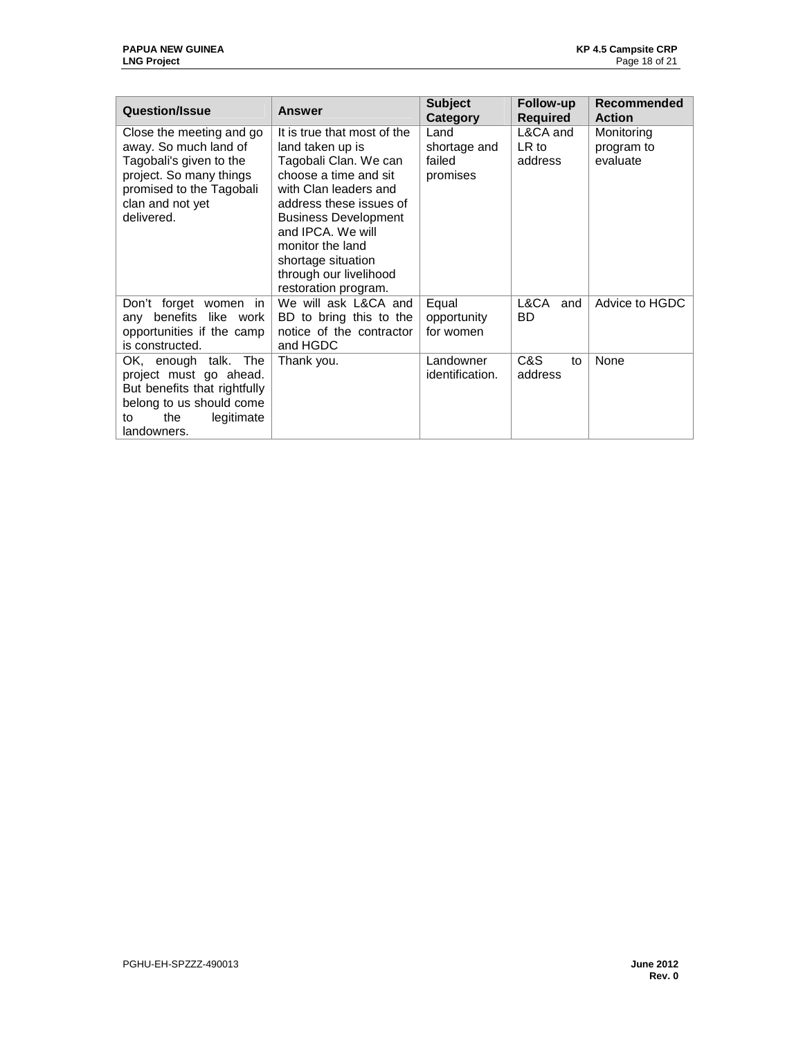| Question/Issue | Answer | Subject Category | Follow-up Required | Recommended Action |
|---|---|---|---|---|
| Close the meeting and go away. So much land of Tagobali's given to the project. So many things promised to the Tagobali clan and not yet delivered. | It is true that most of the land taken up is Tagobali Clan. We can choose a time and sit with Clan leaders and address these issues of Business Development and IPCA. We will monitor the land shortage situation through our livelihood restoration program. | Land shortage and failed promises | L&CA and LR to address | Monitoring program to evaluate |
| Don't forget women in any benefits like work opportunities if the camp is constructed. | We will ask L&CA and BD to bring this to the notice of the contractor and HGDC | Equal opportunity for women | L&CA and BD | Advice to HGDC |
| OK, enough talk. The project must go ahead. But benefits that rightfully belong to us should come to the legitimate landowners. | Thank you. | Landowner identification. | C&S to address | None |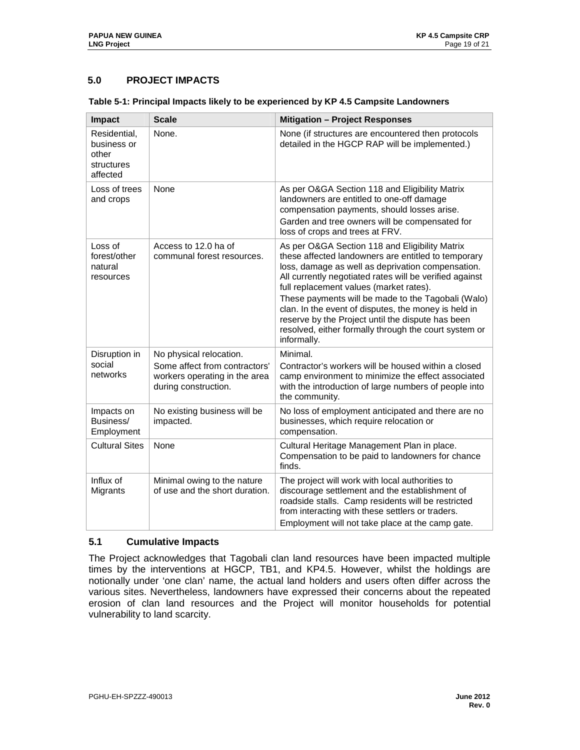## 5.0 PROJECT IMPACTS

**Table 5-1: Principal Impacts likely to be experienced by KP 4.5 Campsite Landowners**

| Impact | Scale | Mitigation – Project Responses |
|---|---|---|
| Residential, business or other structures affected | None. | None (if structures are encountered then protocols detailed in the HGCP RAP will be implemented.) |
| Loss of trees and crops | None | As per O&GA Section 118 and Eligibility Matrix landowners are entitled to one-off damage compensation payments, should losses arise.<br>Garden and tree owners will be compensated for loss of crops and trees at FRV. |
| Loss of forest/other natural resources | Access to 12.0 ha of communal forest resources. | As per O&GA Section 118 and Eligibility Matrix these affected landowners are entitled to temporary loss, damage as well as deprivation compensation. All currently negotiated rates will be verified against full replacement values (market rates).<br>These payments will be made to the Tagobali (Walo) clan. In the event of disputes, the money is held in reserve by the Project until the dispute has been resolved, either formally through the court system or informally. |
| Disruption in social networks | No physical relocation.<br>Some affect from contractors' workers operating in the area during construction. | Minimal.<br>Contractor's workers will be housed within a closed camp environment to minimize the effect associated with the introduction of large numbers of people into the community. |
| Impacts on Business/ Employment | No existing business will be impacted. | No loss of employment anticipated and there are no businesses, which require relocation or compensation. |
| Cultural Sites | None | Cultural Heritage Management Plan in place. Compensation to be paid to landowners for chance finds. |
| Influx of Migrants | Minimal owing to the nature of use and the short duration. | The project will work with local authorities to discourage settlement and the establishment of roadside stalls. Camp residents will be restricted from interacting with these settlers or traders.<br>Employment will not take place at the camp gate. |

### 5.1 Cumulative Impacts

The Project acknowledges that Tagobali clan land resources have been impacted multiple times by the interventions at HGCP, TB1, and KP4.5. However, whilst the holdings are notionally under 'one clan' name, the actual land holders and users often differ across the various sites. Nevertheless, landowners have expressed their concerns about the repeated erosion of clan land resources and the Project will monitor households for potential vulnerability to land scarcity.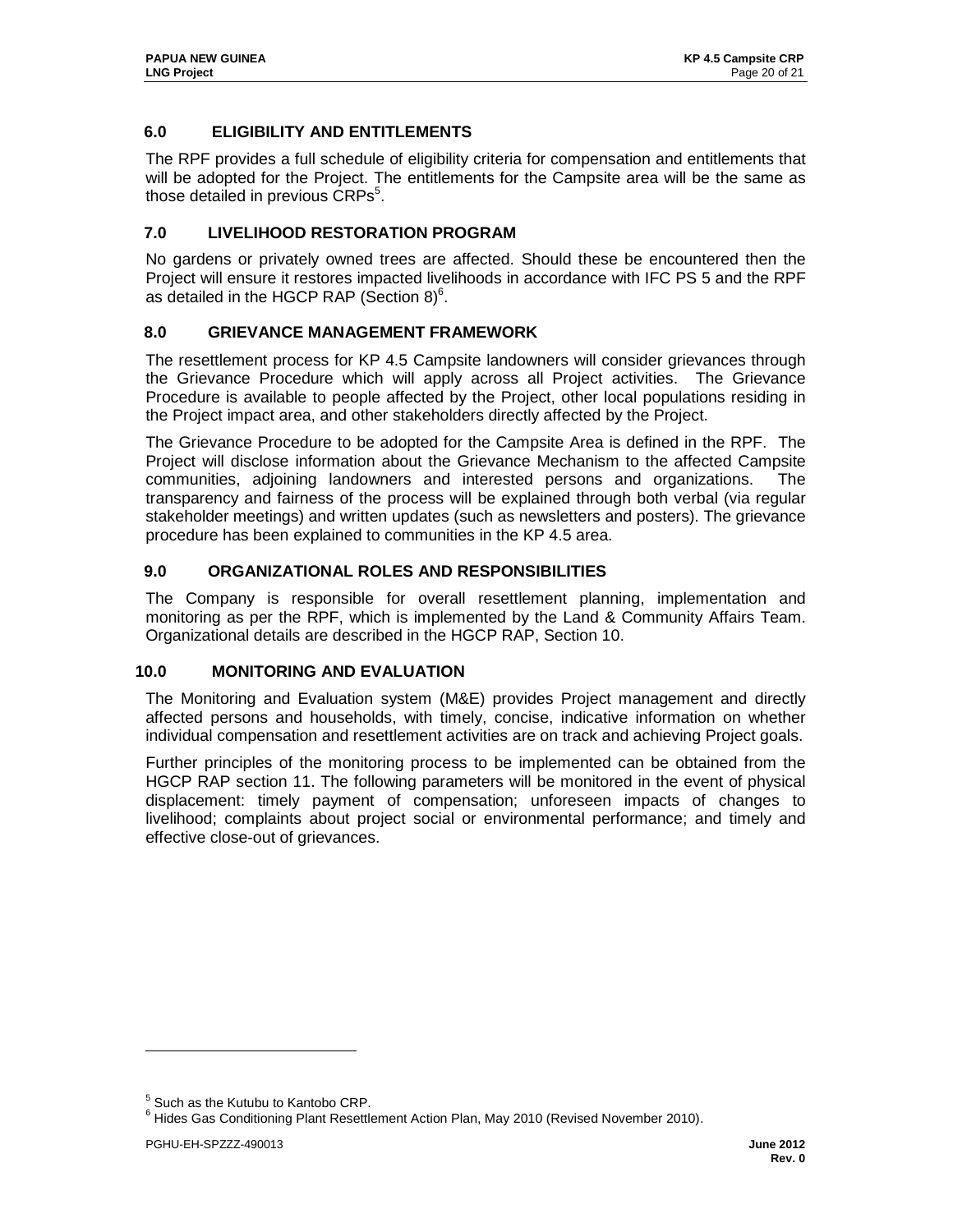## 6.0 ELIGIBILITY AND ENTITLEMENTS

The RPF provides a full schedule of eligibility criteria for compensation and entitlements that will be adopted for the Project. The entitlements for the Campsite area will be the same as those detailed in previous CRPs[5].

## 7.0 LIVELIHOOD RESTORATION PROGRAM

No gardens or privately owned trees are affected. Should these be encountered then the Project will ensure it restores impacted livelihoods in accordance with IFC PS 5 and the RPF as detailed in the HGCP RAP (Section 8)[6].

## 8.0 GRIEVANCE MANAGEMENT FRAMEWORK

The resettlement process for KP 4.5 Campsite landowners will consider grievances through the Grievance Procedure which will apply across all Project activities. The Grievance Procedure is available to people affected by the Project, other local populations residing in the Project impact area, and other stakeholders directly affected by the Project.

The Grievance Procedure to be adopted for the Campsite Area is defined in the RPF. The Project will disclose information about the Grievance Mechanism to the affected Campsite communities, adjoining landowners and interested persons and organizations. The transparency and fairness of the process will be explained through both verbal (via regular stakeholder meetings) and written updates (such as newsletters and posters). The grievance procedure has been explained to communities in the KP 4.5 area.

## 9.0 ORGANIZATIONAL ROLES AND RESPONSIBILITIES

The Company is responsible for overall resettlement planning, implementation and monitoring as per the RPF, which is implemented by the Land & Community Affairs Team. Organizational details are described in the HGCP RAP, Section 10.

## 10.0 MONITORING AND EVALUATION

The Monitoring and Evaluation system (M&E) provides Project management and directly affected persons and households, with timely, concise, indicative information on whether individual compensation and resettlement activities are on track and achieving Project goals.

Further principles of the monitoring process to be implemented can be obtained from the HGCP RAP section 11. The following parameters will be monitored in the event of physical displacement: timely payment of compensation; unforeseen impacts of changes to livelihood; complaints about project social or environmental performance; and timely and effective close-out of grievances.

---

[5] Such as the Kutubu to Kantobo CRP.

[6] Hides Gas Conditioning Plant Resettlement Action Plan, May 2010 (Revised November 2010).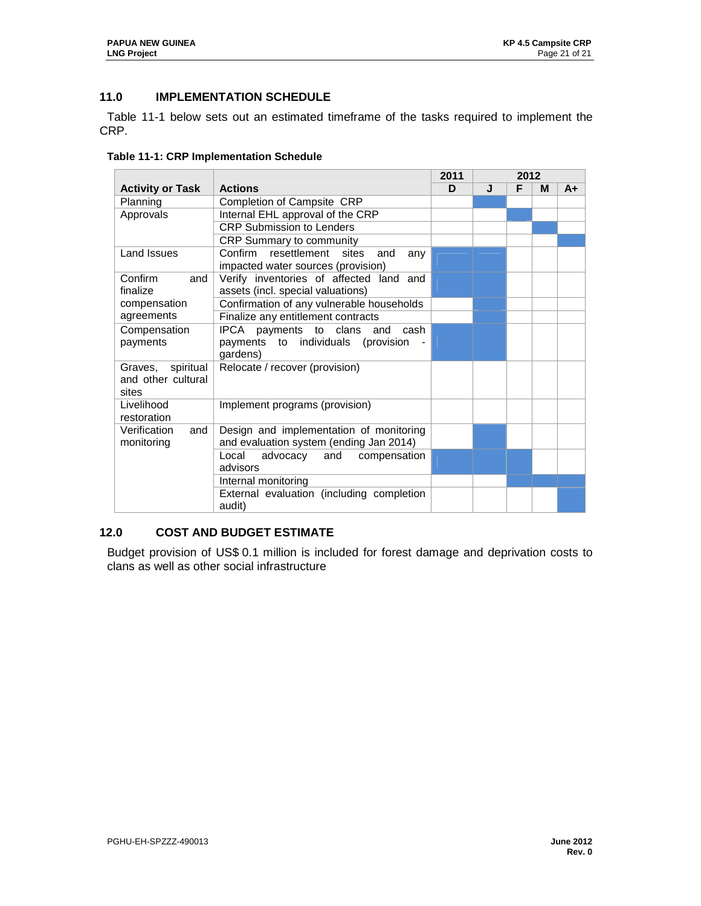## 11.0 IMPLEMENTATION SCHEDULE

Table 11-1 below sets out an estimated timeframe of the tasks required to implement the CRP.

**Table 11-1: CRP Implementation Schedule**

| | | 2011 | 2012 | | | |
|---|---|---|---|---|---|---|
| **Activity or Task** | **Actions** | **D** | **J** | **F** | **M** | **A+** |
| Planning | Completion of Campsite CRP | | ■ | | | |
| Approvals | Internal EHL approval of the CRP | | | ■ | | |
| | CRP Submission to Lenders | | | | ■ | |
| | CRP Summary to community | | | | | ■ |
| Land Issues | Confirm resettlement sites and any impacted water sources (provision) | ■ | ■ | | | |
| Confirm and finalize compensation agreements | Verify inventories of affected land and assets (incl. special valuations) | ■ | ■ | | | |
| | Confirmation of any vulnerable households | | ■ | | | |
| | Finalize any entitlement contracts | | ■ | | | |
| Compensation payments | IPCA payments to clans and cash payments to individuals (provision - gardens) | ■ | ■ | | | |
| Graves, spiritual and other cultural sites | Relocate / recover (provision) | | | | | |
| Livelihood restoration | Implement programs (provision) | | | | | |
| Verification and monitoring | Design and implementation of monitoring and evaluation system (ending Jan 2014) | | ■ | | | |
| | Local advocacy and compensation advisors | ■ | ■ | ■ | | |
| | Internal monitoring | | | ■ | ■ | ■ |
| | External evaluation (including completion audit) | | | | | ■ |

## 12.0 COST AND BUDGET ESTIMATE

Budget provision of US$ 0.1 million is included for forest damage and deprivation costs to clans as well as other social infrastructure